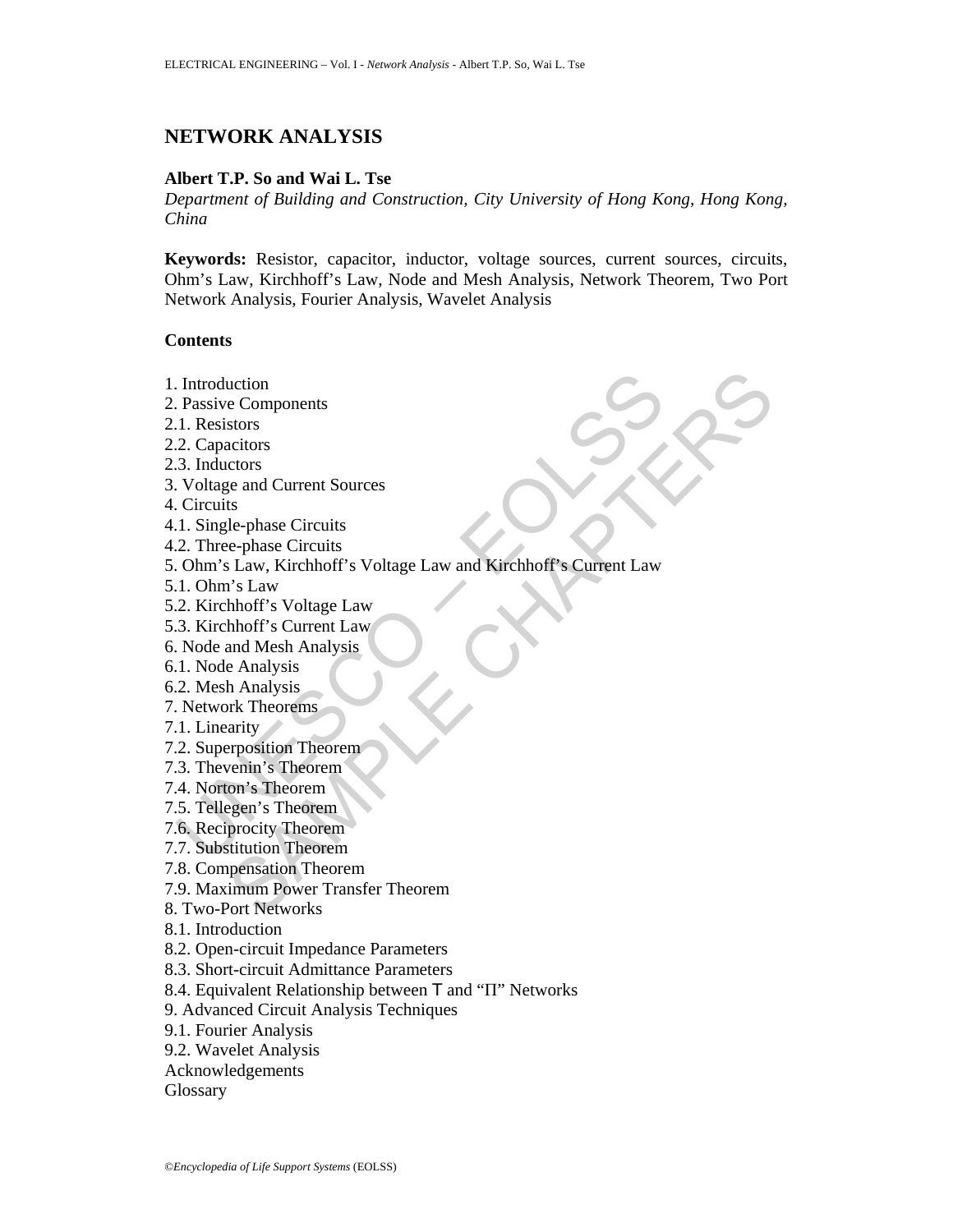# NETWORK ANALYSIS

**Albert T.P. So and Wai L. Tse**

*Department of Building and Construction, City University of Hong Kong, Hong Kong, China*

**Keywords:** Resistor, capacitor, inductor, voltage sources, current sources, circuits, Ohm's Law, Kirchhoff's Law, Node and Mesh Analysis, Network Theorem, Two Port Network Analysis, Fourier Analysis, Wavelet Analysis

## Contents

1. Introduction
2. Passive Components
2.1. Resistors
2.2. Capacitors
2.3. Inductors
3. Voltage and Current Sources
4. Circuits
4.1. Single-phase Circuits
4.2. Three-phase Circuits
5. Ohm's Law, Kirchhoff's Voltage Law and Kirchhoff's Current Law
5.1. Ohm's Law
5.2. Kirchhoff's Voltage Law
5.3. Kirchhoff's Current Law
6. Node and Mesh Analysis
6.1. Node Analysis
6.2. Mesh Analysis
7. Network Theorems
7.1. Linearity
7.2. Superposition Theorem
7.3. Thevenin's Theorem
7.4. Norton's Theorem
7.5. Tellegen's Theorem
7.6. Reciprocity Theorem
7.7. Substitution Theorem
7.8. Compensation Theorem
7.9. Maximum Power Transfer Theorem
8. Two-Port Networks
8.1. Introduction
8.2. Open-circuit Impedance Parameters
8.3. Short-circuit Admittance Parameters
8.4. Equivalent Relationship between T and "Π" Networks
9. Advanced Circuit Analysis Techniques
9.1. Fourier Analysis
9.2. Wavelet Analysis

Acknowledgements

Glossary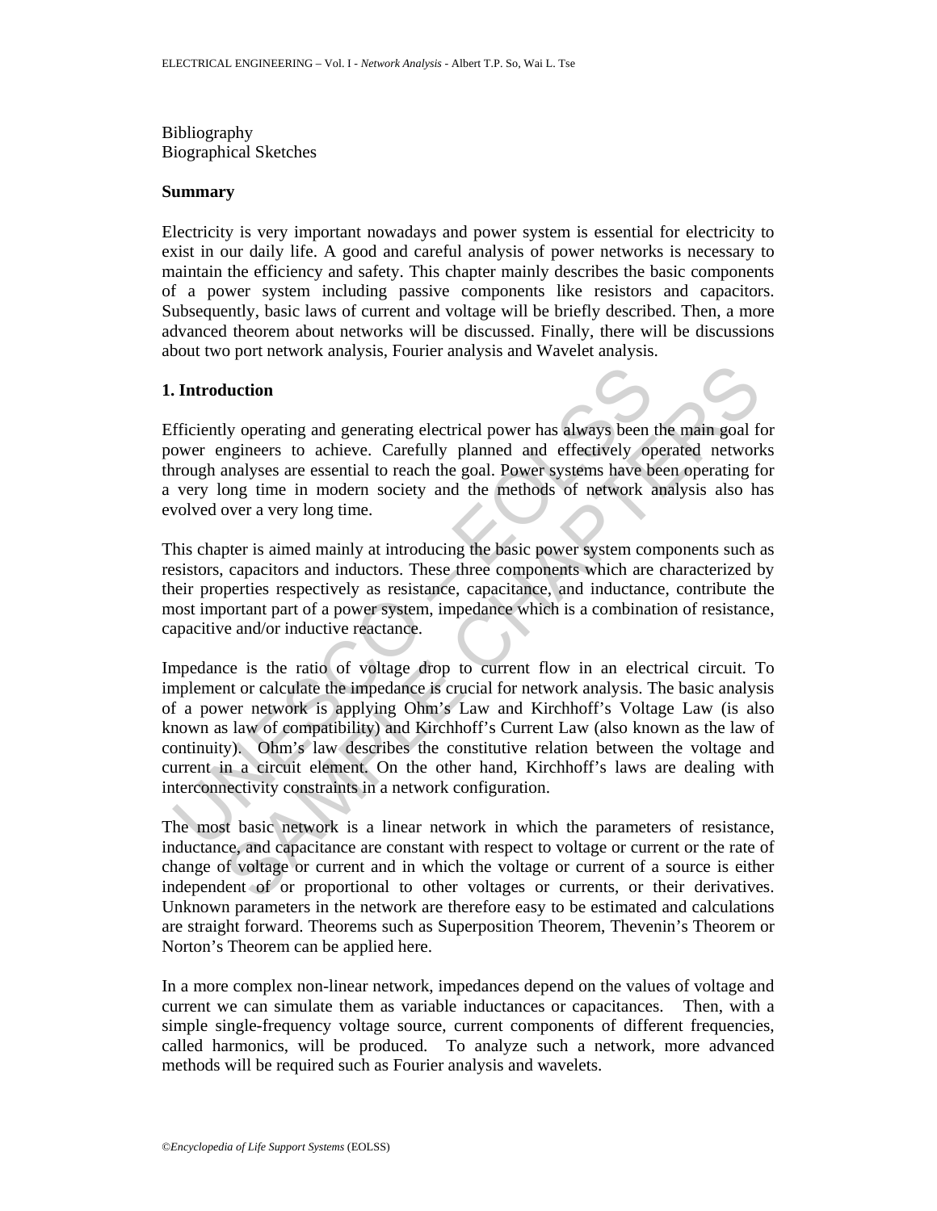Bibliography
Biographical Sketches

**Summary**

Electricity is very important nowadays and power system is essential for electricity to exist in our daily life. A good and careful analysis of power networks is necessary to maintain the efficiency and safety. This chapter mainly describes the basic components of a power system including passive components like resistors and capacitors. Subsequently, basic laws of current and voltage will be briefly described. Then, a more advanced theorem about networks will be discussed. Finally, there will be discussions about two port network analysis, Fourier analysis and Wavelet analysis.

## 1. Introduction

Efficiently operating and generating electrical power has always been the main goal for power engineers to achieve. Carefully planned and effectively operated networks through analyses are essential to reach the goal. Power systems have been operating for a very long time in modern society and the methods of network analysis also has evolved over a very long time.

This chapter is aimed mainly at introducing the basic power system components such as resistors, capacitors and inductors. These three components which are characterized by their properties respectively as resistance, capacitance, and inductance, contribute the most important part of a power system, impedance which is a combination of resistance, capacitive and/or inductive reactance.

Impedance is the ratio of voltage drop to current flow in an electrical circuit. To implement or calculate the impedance is crucial for network analysis. The basic analysis of a power network is applying Ohm's Law and Kirchhoff's Voltage Law (is also known as law of compatibility) and Kirchhoff's Current Law (also known as the law of continuity). Ohm's law describes the constitutive relation between the voltage and current in a circuit element. On the other hand, Kirchhoff's laws are dealing with interconnectivity constraints in a network configuration.

The most basic network is a linear network in which the parameters of resistance, inductance, and capacitance are constant with respect to voltage or current or the rate of change of voltage or current and in which the voltage or current of a source is either independent of or proportional to other voltages or currents, or their derivatives. Unknown parameters in the network are therefore easy to be estimated and calculations are straight forward. Theorems such as Superposition Theorem, Thevenin's Theorem or Norton's Theorem can be applied here.

In a more complex non-linear network, impedances depend on the values of voltage and current we can simulate them as variable inductances or capacitances. Then, with a simple single-frequency voltage source, current components of different frequencies, called harmonics, will be produced. To analyze such a network, more advanced methods will be required such as Fourier analysis and wavelets.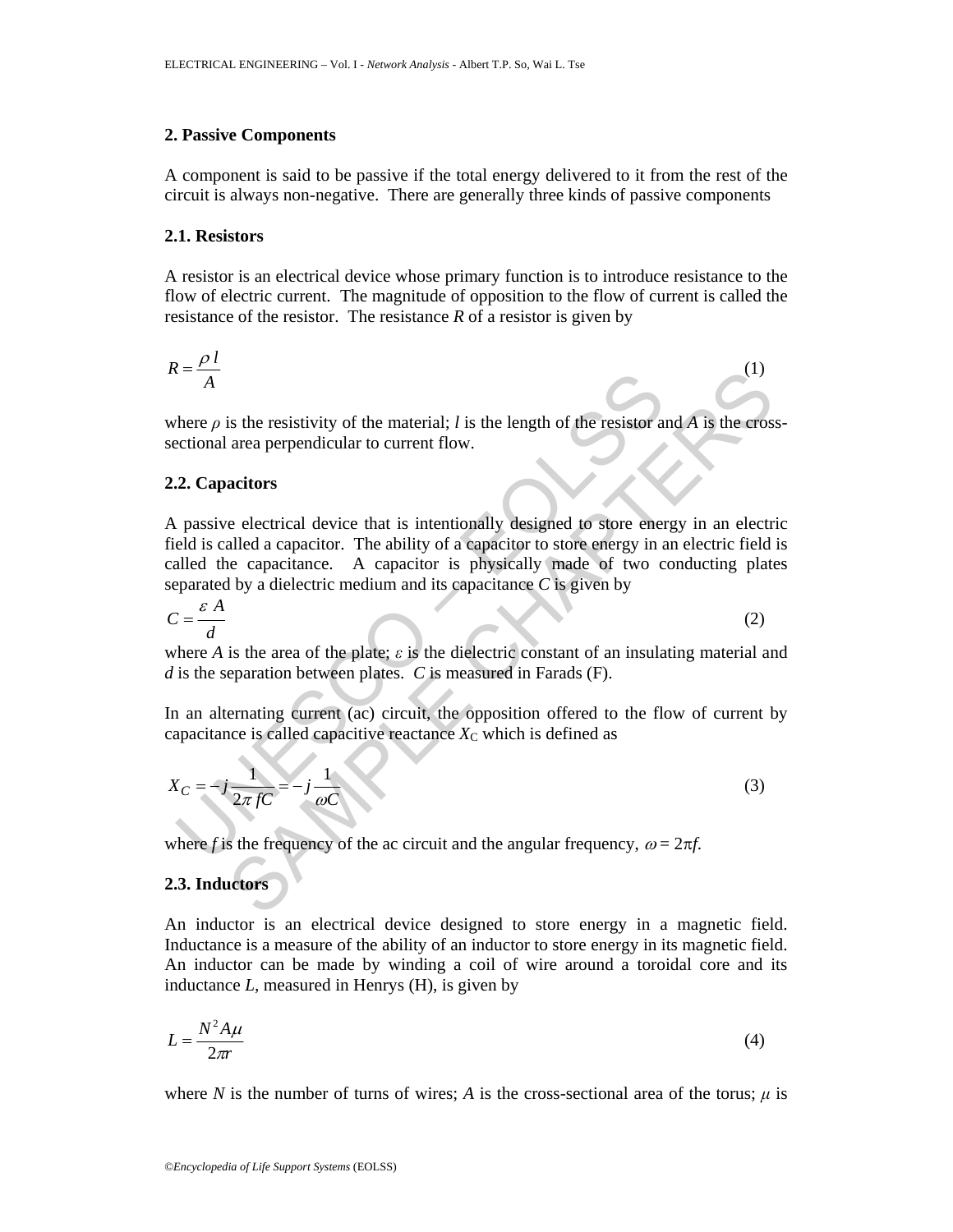## 2. Passive Components

A component is said to be passive if the total energy delivered to it from the rest of the circuit is always non-negative. There are generally three kinds of passive components

### 2.1. Resistors

A resistor is an electrical device whose primary function is to introduce resistance to the flow of electric current. The magnitude of opposition to the flow of current is called the resistance of the resistor. The resistance *R* of a resistor is given by

$$R = \frac{\rho\, l}{A} \tag{1}$$

where $\rho$ is the resistivity of the material; $l$ is the length of the resistor and $A$ is the cross-sectional area perpendicular to current flow.

### 2.2. Capacitors

A passive electrical device that is intentionally designed to store energy in an electric field is called a capacitor. The ability of a capacitor to store energy in an electric field is called the capacitance. A capacitor is physically made of two conducting plates separated by a dielectric medium and its capacitance *C* is given by

$$C = \frac{\varepsilon\, A}{d} \tag{2}$$

where $A$ is the area of the plate; $\varepsilon$ is the dielectric constant of an insulating material and $d$ is the separation between plates. $C$ is measured in Farads (F).

In an alternating current (ac) circuit, the opposition offered to the flow of current by capacitance is called capacitive reactance $X_C$ which is defined as

$$X_C = -j\frac{1}{2\pi fC} = -j\frac{1}{\omega C} \tag{3}$$

where $f$ is the frequency of the ac circuit and the angular frequency, $\omega = 2\pi f$.

### 2.3. Inductors

An inductor is an electrical device designed to store energy in a magnetic field. Inductance is a measure of the ability of an inductor to store energy in its magnetic field. An inductor can be made by winding a coil of wire around a toroidal core and its inductance *L*, measured in Henrys (H), is given by

$$L = \frac{N^2 A\mu}{2\pi r} \tag{4}$$

where $N$ is the number of turns of wires; $A$ is the cross-sectional area of the torus; $\mu$ is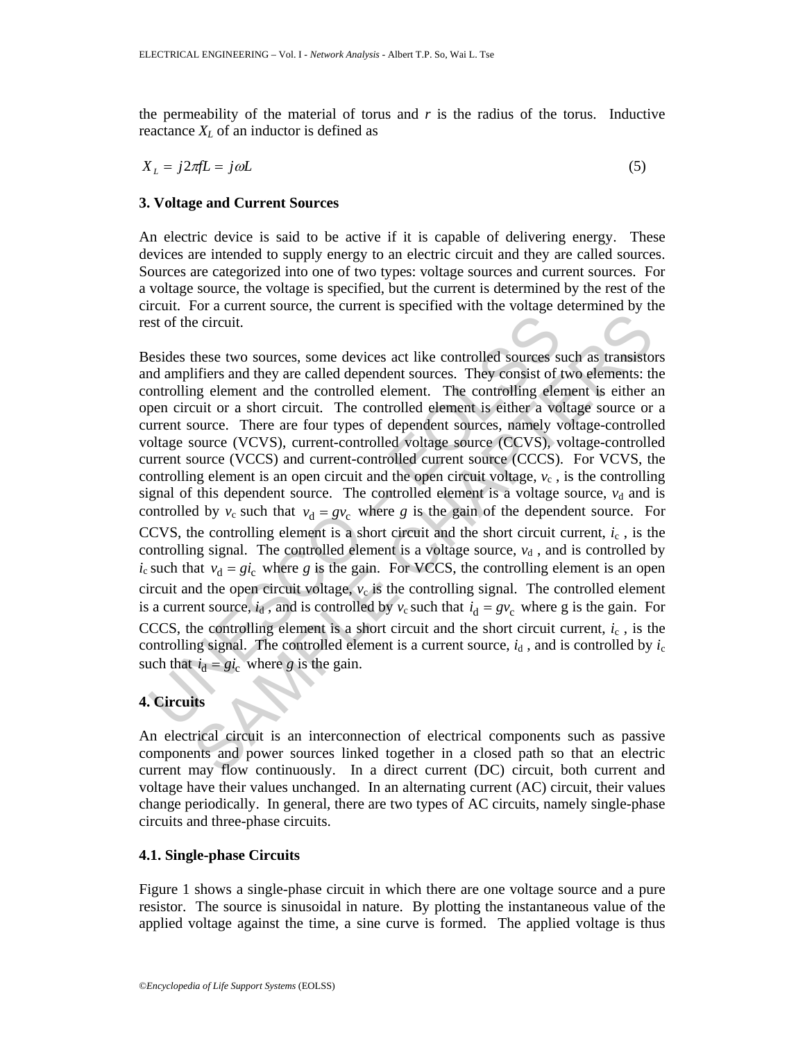the permeability of the material of torus and $r$ is the radius of the torus. Inductive reactance $X_L$ of an inductor is defined as

$$X_L = j2\pi fL = j\omega L \qquad (5)$$

### 3. Voltage and Current Sources

An electric device is said to be active if it is capable of delivering energy. These devices are intended to supply energy to an electric circuit and they are called sources. Sources are categorized into one of two types: voltage sources and current sources. For a voltage source, the voltage is specified, but the current is determined by the rest of the circuit. For a current source, the current is specified with the voltage determined by the rest of the circuit.

Besides these two sources, some devices act like controlled sources such as transistors and amplifiers and they are called dependent sources. They consist of two elements: the controlling element and the controlled element. The controlling element is either an open circuit or a short circuit. The controlled element is either a voltage source or a current source. There are four types of dependent sources, namely voltage-controlled voltage source (VCVS), current-controlled voltage source (CCVS), voltage-controlled current source (VCCS) and current-controlled current source (CCCS). For VCVS, the controlling element is an open circuit and the open circuit voltage, $v_c$, is the controlling signal of this dependent source. The controlled element is a voltage source, $v_d$ and is controlled by $v_c$ such that $v_d = gv_c$ where $g$ is the gain of the dependent source. For CCVS, the controlling element is a short circuit and the short circuit current, $i_c$, is the controlling signal. The controlled element is a voltage source, $v_d$, and is controlled by $i_c$ such that $v_d = gi_c$ where $g$ is the gain. For VCCS, the controlling element is an open circuit and the open circuit voltage, $v_c$ is the controlling signal. The controlled element is a current source, $i_d$, and is controlled by $v_c$ such that $i_d = gv_c$ where g is the gain. For CCCS, the controlling element is a short circuit and the short circuit current, $i_c$, is the controlling signal. The controlled element is a current source, $i_d$, and is controlled by $i_c$ such that $i_d = gi_c$ where $g$ is the gain.

### 4. Circuits

An electrical circuit is an interconnection of electrical components such as passive components and power sources linked together in a closed path so that an electric current may flow continuously. In a direct current (DC) circuit, both current and voltage have their values unchanged. In an alternating current (AC) circuit, their values change periodically. In general, there are two types of AC circuits, namely single-phase circuits and three-phase circuits.

#### 4.1. Single-phase Circuits

Figure 1 shows a single-phase circuit in which there are one voltage source and a pure resistor. The source is sinusoidal in nature. By plotting the instantaneous value of the applied voltage against the time, a sine curve is formed. The applied voltage is thus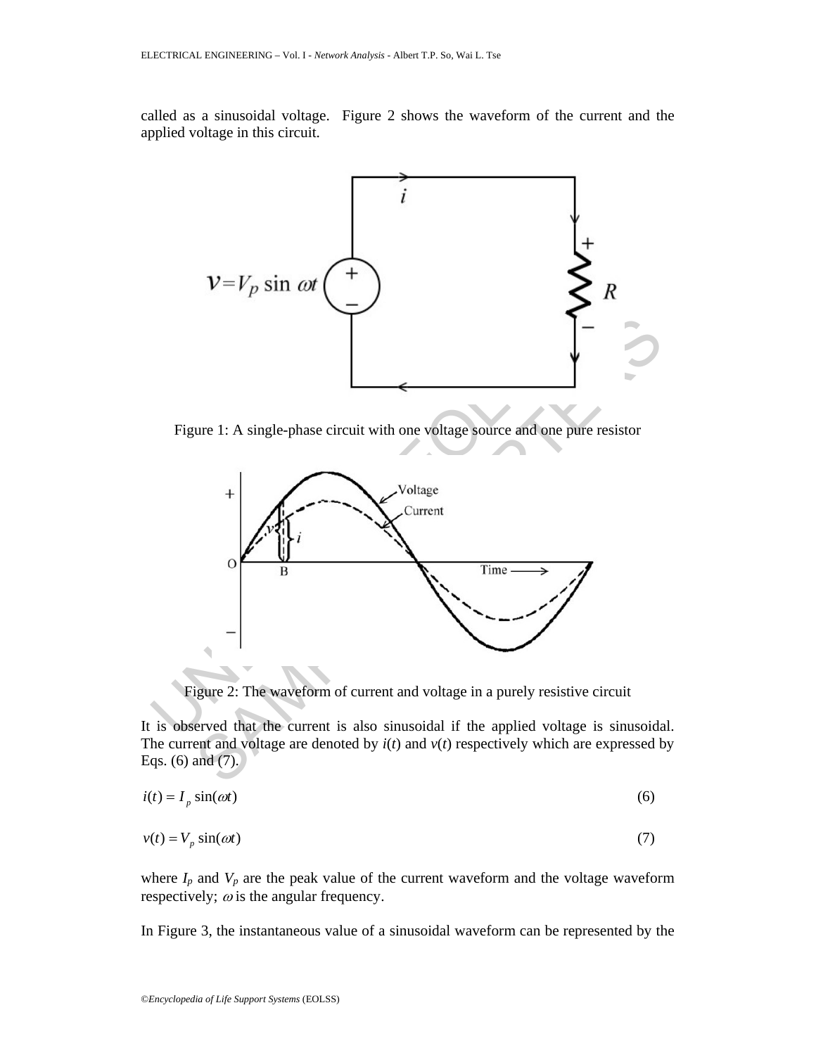called as a sinusoidal voltage. Figure 2 shows the waveform of the current and the applied voltage in this circuit.

Figure 1: A single-phase circuit with one voltage source and one pure resistor

Figure 2: The waveform of current and voltage in a purely resistive circuit

It is observed that the current is also sinusoidal if the applied voltage is sinusoidal. The current and voltage are denoted by $i(t)$ and $v(t)$ respectively which are expressed by Eqs. (6) and (7).

$$i(t) = I_p \sin(\omega t) \tag{6}$$

$$v(t) = V_p \sin(\omega t) \tag{7}$$

where $I_p$ and $V_p$ are the peak value of the current waveform and the voltage waveform respectively; $\omega$ is the angular frequency.

In Figure 3, the instantaneous value of a sinusoidal waveform can be represented by the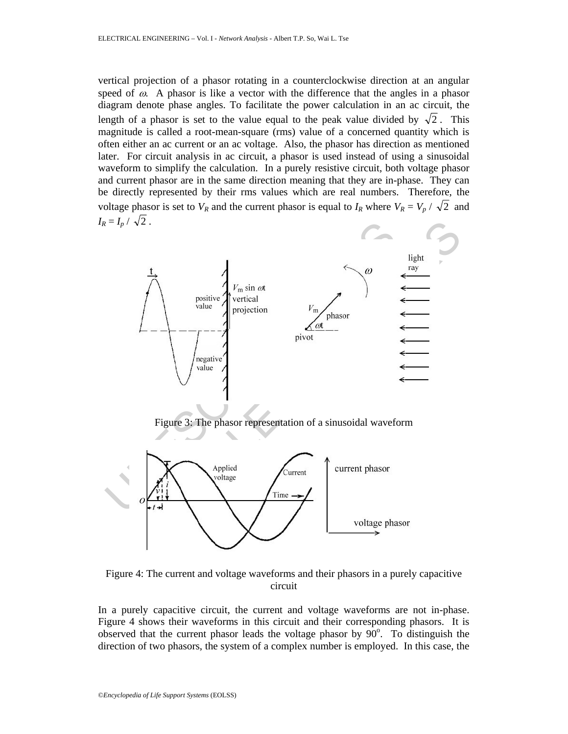vertical projection of a phasor rotating in a counterclockwise direction at an angular speed of $\omega$. A phasor is like a vector with the difference that the angles in a phasor diagram denote phase angles. To facilitate the power calculation in an ac circuit, the length of a phasor is set to the value equal to the peak value divided by $\sqrt{2}$. This magnitude is called a root-mean-square (rms) value of a concerned quantity which is often either an ac current or an ac voltage. Also, the phasor has direction as mentioned later. For circuit analysis in ac circuit, a phasor is used instead of using a sinusoidal waveform to simplify the calculation. In a purely resistive circuit, both voltage phasor and current phasor are in the same direction meaning that they are in-phase. They can be directly represented by their rms values which are real numbers. Therefore, the voltage phasor is set to $V_R$ and the current phasor is equal to $I_R$ where $V_R = V_p / \sqrt{2}$ and $I_R = I_p / \sqrt{2}$.

Figure 3: The phasor representation of a sinusoidal waveform

Figure 4: The current and voltage waveforms and their phasors in a purely capacitive circuit

In a purely capacitive circuit, the current and voltage waveforms are not in-phase. Figure 4 shows their waveforms in this circuit and their corresponding phasors. It is observed that the current phasor leads the voltage phasor by $90^{o}$. To distinguish the direction of two phasors, the system of a complex number is employed. In this case, the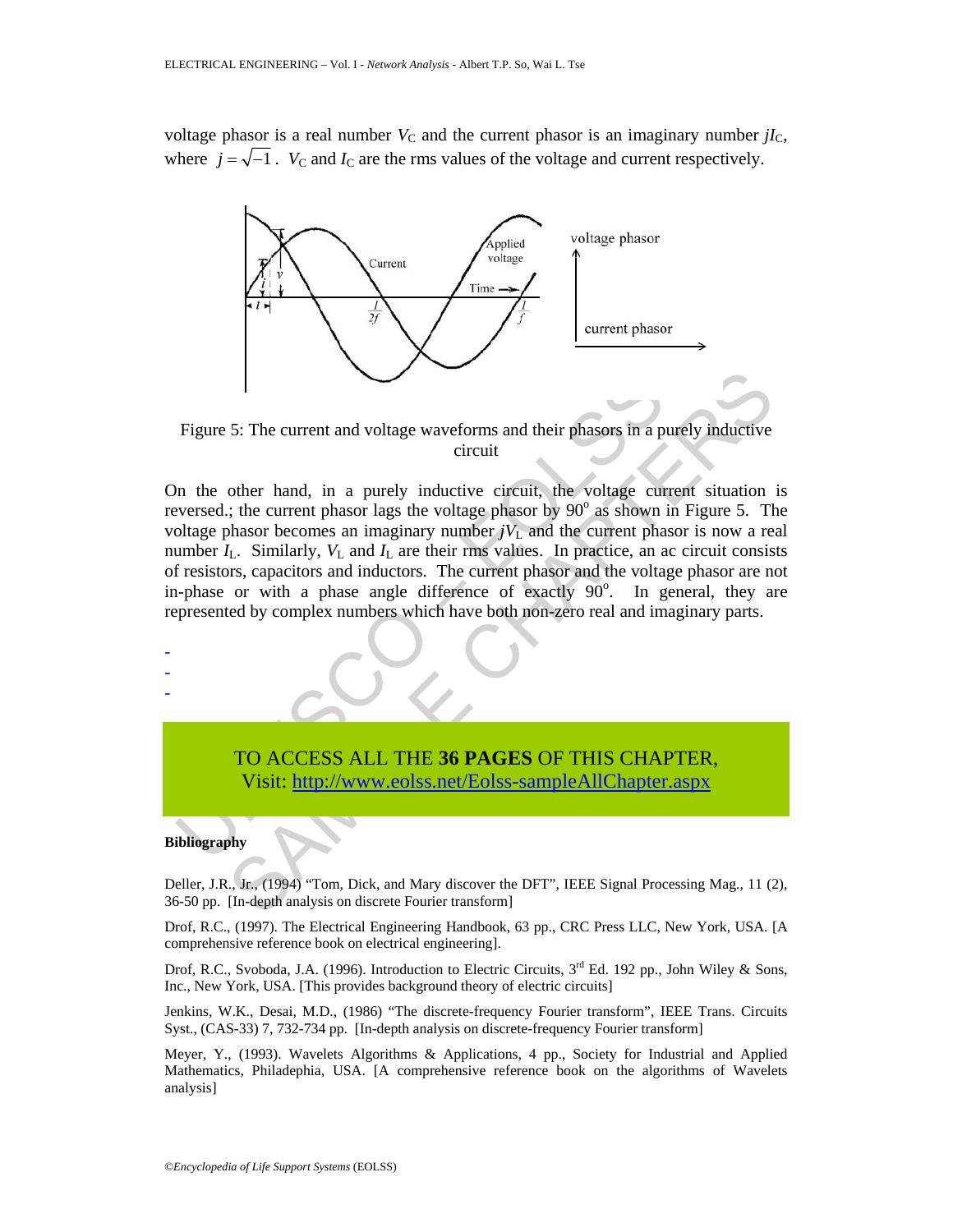voltage phasor is a real number $V_C$ and the current phasor is an imaginary number $jI_C$, where $j = \sqrt{-1}$. $V_C$ and $I_C$ are the rms values of the voltage and current respectively.

Figure 5: The current and voltage waveforms and their phasors in a purely inductive circuit

On the other hand, in a purely inductive circuit, the voltage current situation is reversed.; the current phasor lags the voltage phasor by 90° as shown in Figure 5. The voltage phasor becomes an imaginary number $jV_L$ and the current phasor is now a real number $I_L$. Similarly, $V_L$ and $I_L$ are their rms values. In practice, an ac circuit consists of resistors, capacitors and inductors. The current phasor and the voltage phasor are not in-phase or with a phase angle difference of exactly 90°. In general, they are represented by complex numbers which have both non-zero real and imaginary parts.

-
-
-

TO ACCESS ALL THE **36 PAGES** OF THIS CHAPTER,
Visit: http://www.eolss.net/Eolss-sampleAllChapter.aspx

**Bibliography**

Deller, J.R., Jr., (1994) "Tom, Dick, and Mary discover the DFT", IEEE Signal Processing Mag., 11 (2), 36-50 pp. [In-depth analysis on discrete Fourier transform]

Drof, R.C., (1997). The Electrical Engineering Handbook, 63 pp., CRC Press LLC, New York, USA. [A comprehensive reference book on electrical engineering].

Drof, R.C., Svoboda, J.A. (1996). Introduction to Electric Circuits, 3rd Ed. 192 pp., John Wiley & Sons, Inc., New York, USA. [This provides background theory of electric circuits]

Jenkins, W.K., Desai, M.D., (1986) "The discrete-frequency Fourier transform", IEEE Trans. Circuits Syst., (CAS-33) 7, 732-734 pp. [In-depth analysis on discrete-frequency Fourier transform]

Meyer, Y., (1993). Wavelets Algorithms & Applications, 4 pp., Society for Industrial and Applied Mathematics, Philadephia, USA. [A comprehensive reference book on the algorithms of Wavelets analysis]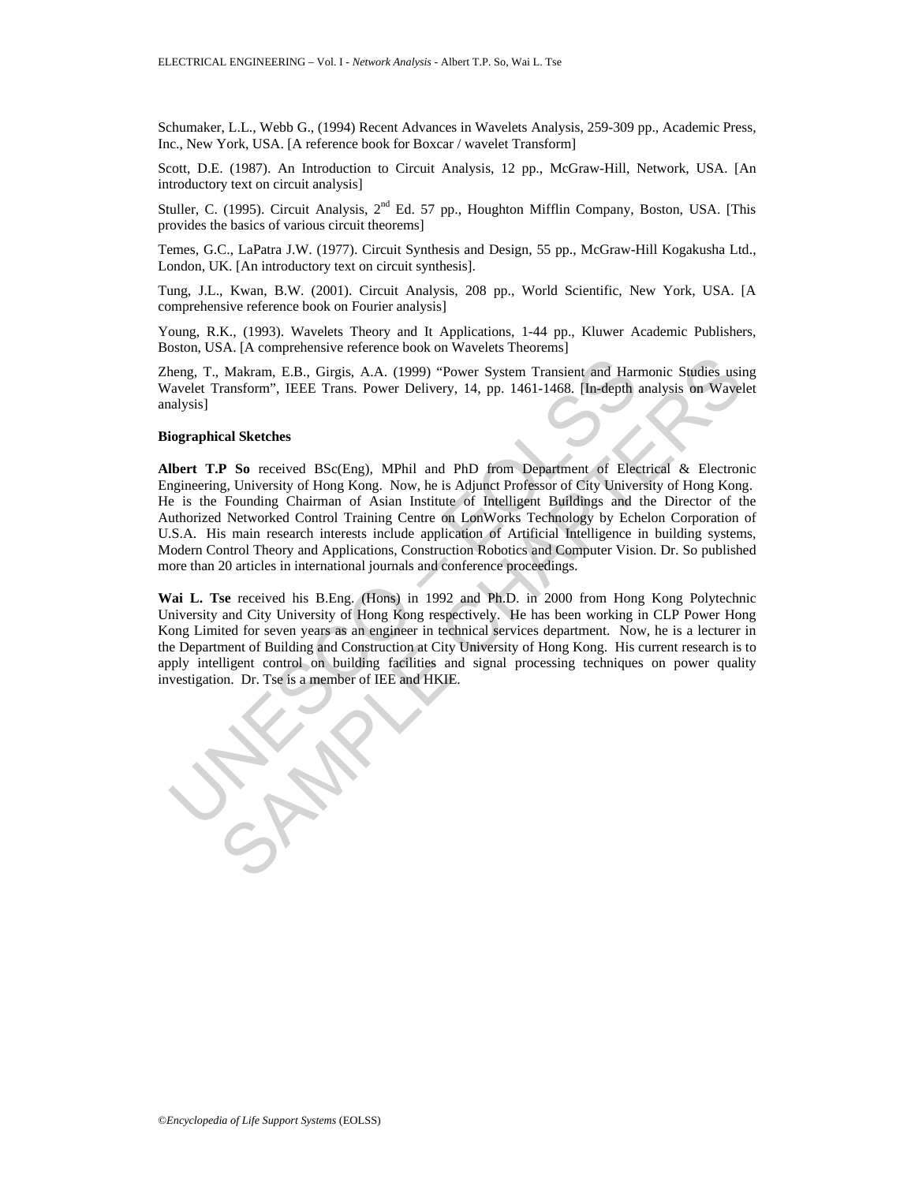Schumaker, L.L., Webb G., (1994) Recent Advances in Wavelets Analysis, 259-309 pp., Academic Press, Inc., New York, USA. [A reference book for Boxcar / wavelet Transform]

Scott, D.E. (1987). An Introduction to Circuit Analysis, 12 pp., McGraw-Hill, Network, USA. [An introductory text on circuit analysis]

Stuller, C. (1995). Circuit Analysis, 2nd Ed. 57 pp., Houghton Mifflin Company, Boston, USA. [This provides the basics of various circuit theorems]

Temes, G.C., LaPatra J.W. (1977). Circuit Synthesis and Design, 55 pp., McGraw-Hill Kogakusha Ltd., London, UK. [An introductory text on circuit synthesis].

Tung, J.L., Kwan, B.W. (2001). Circuit Analysis, 208 pp., World Scientific, New York, USA. [A comprehensive reference book on Fourier analysis]

Young, R.K., (1993). Wavelets Theory and It Applications, 1-44 pp., Kluwer Academic Publishers, Boston, USA. [A comprehensive reference book on Wavelets Theorems]

Zheng, T., Makram, E.B., Girgis, A.A. (1999) "Power System Transient and Harmonic Studies using Wavelet Transform", IEEE Trans. Power Delivery, 14, pp. 1461-1468. [In-depth analysis on Wavelet analysis]

**Biographical Sketches**

**Albert T.P So** received BSc(Eng), MPhil and PhD from Department of Electrical & Electronic Engineering, University of Hong Kong. Now, he is Adjunct Professor of City University of Hong Kong. He is the Founding Chairman of Asian Institute of Intelligent Buildings and the Director of the Authorized Networked Control Training Centre on LonWorks Technology by Echelon Corporation of U.S.A. His main research interests include application of Artificial Intelligence in building systems, Modern Control Theory and Applications, Construction Robotics and Computer Vision. Dr. So published more than 20 articles in international journals and conference proceedings.

**Wai L. Tse** received his B.Eng. (Hons) in 1992 and Ph.D. in 2000 from Hong Kong Polytechnic University and City University of Hong Kong respectively. He has been working in CLP Power Hong Kong Limited for seven years as an engineer in technical services department. Now, he is a lecturer in the Department of Building and Construction at City University of Hong Kong. His current research is to apply intelligent control on building facilities and signal processing techniques on power quality investigation. Dr. Tse is a member of IEE and HKIE.